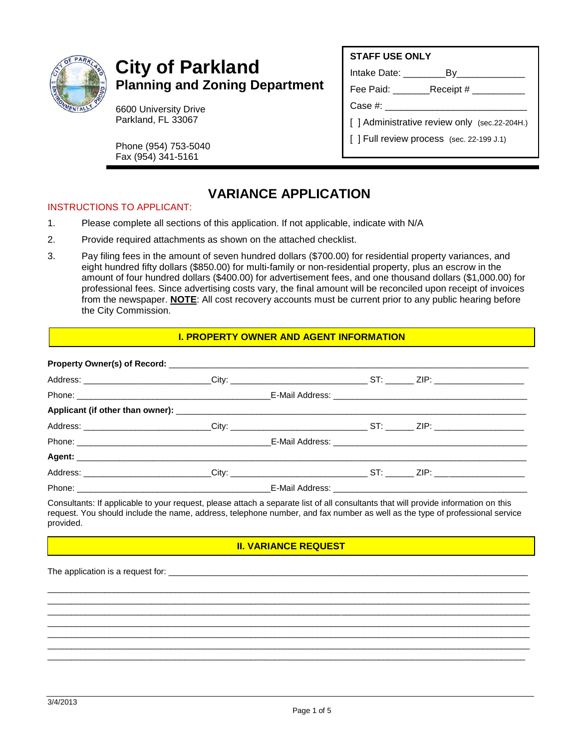# City of Parkland
## Planning and Zoning Department

6600 University Drive
Parkland, FL 33067

Phone (954) 753-5040
Fax (954) 341-5161

**STAFF USE ONLY**

Intake Date: ________By_____________

Fee Paid: _______Receipt # __________

Case #: ___________________________

[ ] Administrative review only (sec.22-204H.)

[ ] Full review process (sec. 22-199 J.1)

## VARIANCE APPLICATION

INSTRUCTIONS TO APPLICANT:

1. Please complete all sections of this application. If not applicable, indicate with N/A
2. Provide required attachments as shown on the attached checklist.
3. Pay filing fees in the amount of seven hundred dollars ($700.00) for residential property variances, and eight hundred fifty dollars ($850.00) for multi-family or non-residential property, plus an escrow in the amount of four hundred dollars ($400.00) for advertisement fees, and one thousand dollars ($1,000.00) for professional fees. Since advertising costs vary, the final amount will be reconciled upon receipt of invoices from the newspaper. **NOTE**: All cost recovery accounts must be current prior to any public hearing before the City Commission.

### I. PROPERTY OWNER AND AGENT INFORMATION

**Property Owner(s) of Record:** ___________________________________________________________

Address: __________________________City: ___________________________ ST: ______ ZIP: __________________

Phone: ________________________________________E-Mail Address: ________________________________________

**Applicant (if other than owner):** _______________________________________________________

Address: __________________________City: ___________________________ ST: ______ ZIP: __________________

Phone: ________________________________________E-Mail Address: ________________________________________

**Agent:** _________________________________________________________________________________

Address: __________________________City: ___________________________ ST: ______ ZIP: __________________

Phone: ________________________________________E-Mail Address: ________________________________________

Consultants: If applicable to your request, please attach a separate list of all consultants that will provide information on this request. You should include the name, address, telephone number, and fax number as well as the type of professional service provided.

### II. VARIANCE REQUEST

The application is a request for: ___________________________________________________________

_____________________________________________________________________________________________
_____________________________________________________________________________________________
_____________________________________________________________________________________________
_____________________________________________________________________________________________
_____________________________________________________________________________________________
_____________________________________________________________________________________________
_____________________________________________________________________________________________

3/4/2013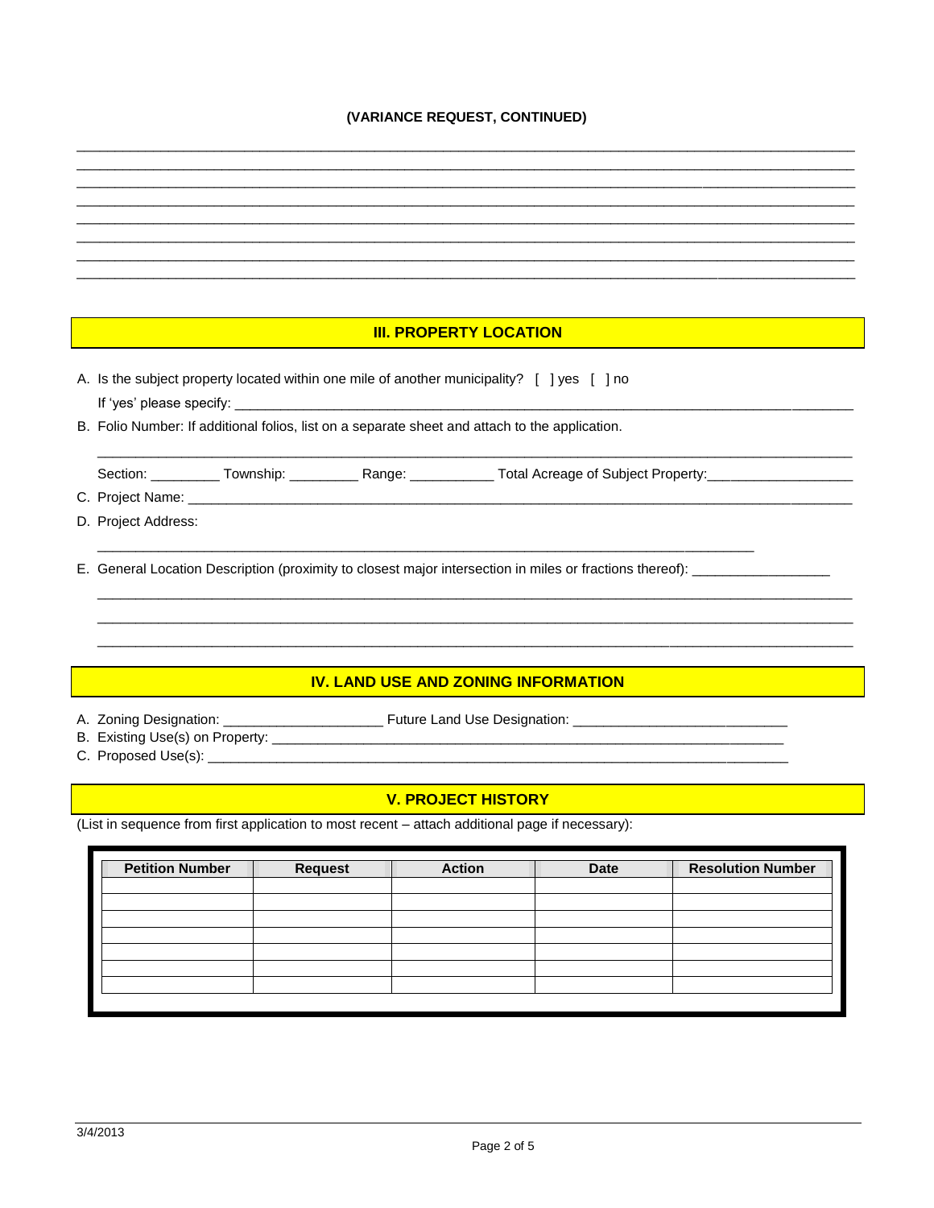**(VARIANCE REQUEST, CONTINUED)**

________________________________________________________________________________________________
________________________________________________________________________________________________
________________________________________________________________________________________________
________________________________________________________________________________________________
________________________________________________________________________________________________
________________________________________________________________________________________________
________________________________________________________________________________________________
________________________________________________________________________________________________

## III. PROPERTY LOCATION

A. Is the subject property located within one mile of another municipality? [ ] yes [ ] no

If 'yes' please specify: ________________________________________________________________________

B. Folio Number: If additional folios, list on a separate sheet and attach to the application.

________________________________________________________________________________________

Section: _________ Township: _________ Range: ___________ Total Acreage of Subject Property:___________________

C. Project Name: ______________________________________________________________________________

D. Project Address:

________________________________________________________________________________

E. General Location Description (proximity to closest major intersection in miles or fractions thereof): _________________

________________________________________________________________________________________
________________________________________________________________________________________
________________________________________________________________________________________

## IV. LAND USE AND ZONING INFORMATION

A. Zoning Designation: _____________________ Future Land Use Designation: ____________________________

B. Existing Use(s) on Property: _______________________________________________________________________

C. Proposed Use(s): _______________________________________________________________________________

## V. PROJECT HISTORY

(List in sequence from first application to most recent – attach additional page if necessary):

| Petition Number | Request | Action | Date | Resolution Number |
|---|---|---|---|---|
| | | | | |
| | | | | |
| | | | | |
| | | | | |
| | | | | |
| | | | | |
| | | | | |

3/4/2013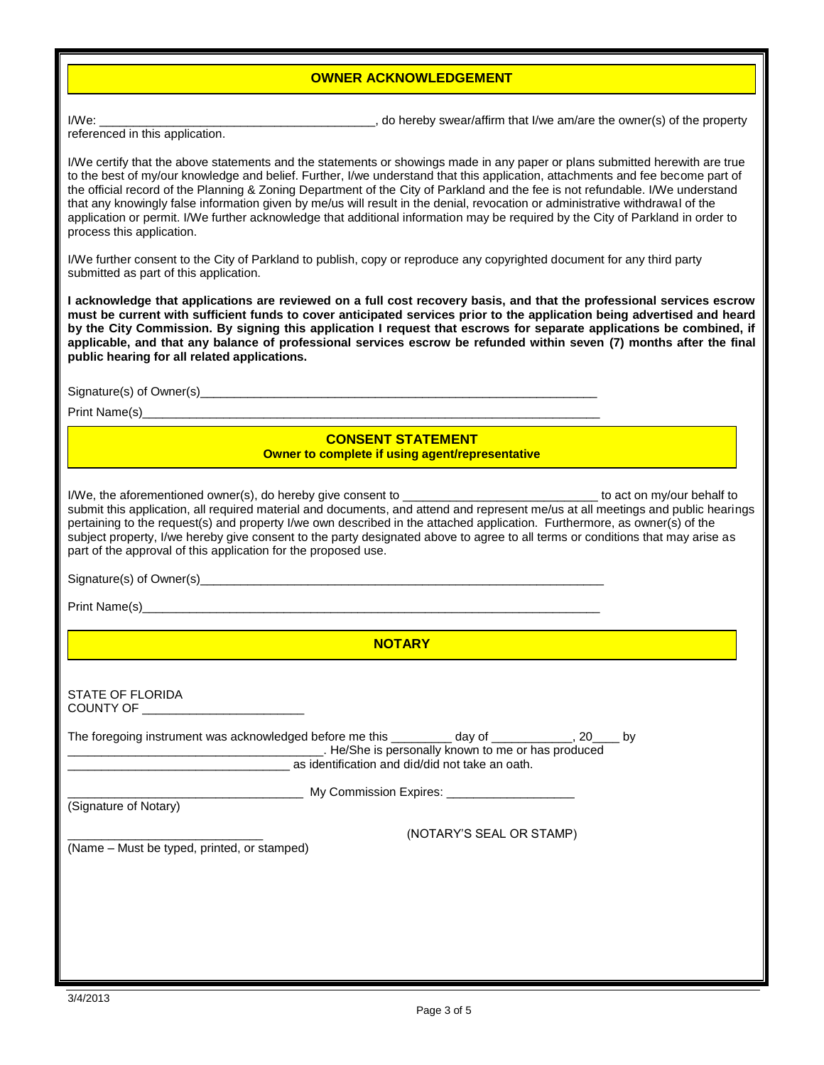## OWNER ACKNOWLEDGEMENT

I/We: ________________________________________, do hereby swear/affirm that I/we am/are the owner(s) of the property referenced in this application.

I/We certify that the above statements and the statements or showings made in any paper or plans submitted herewith are true to the best of my/our knowledge and belief. Further, I/we understand that this application, attachments and fee become part of the official record of the Planning & Zoning Department of the City of Parkland and the fee is not refundable. I/We understand that any knowingly false information given by me/us will result in the denial, revocation or administrative withdrawal of the application or permit. I/We further acknowledge that additional information may be required by the City of Parkland in order to process this application.

I/We further consent to the City of Parkland to publish, copy or reproduce any copyrighted document for any third party submitted as part of this application.

**I acknowledge that applications are reviewed on a full cost recovery basis, and that the professional services escrow must be current with sufficient funds to cover anticipated services prior to the application being advertised and heard by the City Commission. By signing this application I request that escrows for separate applications be combined, if applicable, and that any balance of professional services escrow be refunded within seven (7) months after the final public hearing for all related applications.**

Signature(s) of Owner(s)____________________________________________________________

Print Name(s)______________________________________________________________________

## CONSENT STATEMENT

**Owner to complete if using agent/representative**

I/We, the aforementioned owner(s), do hereby give consent to ____________________________ to act on my/our behalf to submit this application, all required material and documents, and attend and represent me/us at all meetings and public hearings pertaining to the request(s) and property I/we own described in the attached application. Furthermore, as owner(s) of the subject property, I/we hereby give consent to the party designated above to agree to all terms or conditions that may arise as part of the approval of this application for the proposed use.

Signature(s) of Owner(s)____________________________________________________________

Print Name(s)______________________________________________________________________

## NOTARY

STATE OF FLORIDA
COUNTY OF ________________________

The foregoing instrument was acknowledged before me this _________ day of ____________, 20____ by ______________________________________. He/She is personally known to me or has produced _________________________________ as identification and did/did not take an oath.

___________________________________ My Commission Expires: ___________________
(Signature of Notary)

_____________________________
(Name – Must be typed, printed, or stamped)

(NOTARY'S SEAL OR STAMP)

3/4/2013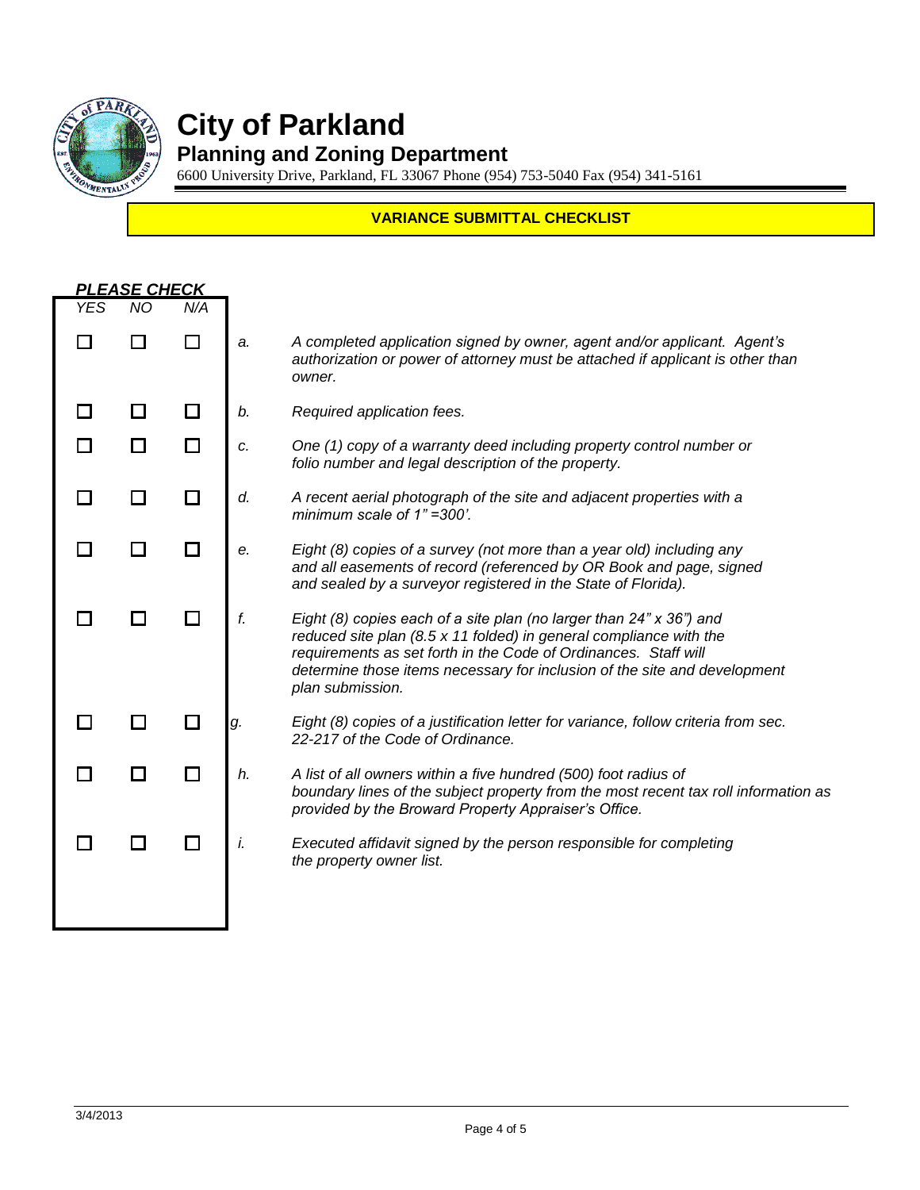# City of Parkland

## Planning and Zoning Department

6600 University Drive, Parkland, FL 33067 Phone (954) 753-5040 Fax (954) 341-5161

**VARIANCE SUBMITTAL CHECKLIST**

***PLEASE CHECK***

| *YES* | *NO* | *N/A* | | |
|---|---|---|---|---|
| ☐ | ☐ | ☐ | *a.* | *A completed application signed by owner, agent and/or applicant. Agent's authorization or power of attorney must be attached if applicant is other than owner.* |
| ☐ | ☐ | ☐ | *b.* | *Required application fees.* |
| ☐ | ☐ | ☐ | *c.* | *One (1) copy of a warranty deed including property control number or folio number and legal description of the property.* |
| ☐ | ☐ | ☐ | *d.* | *A recent aerial photograph of the site and adjacent properties with a minimum scale of 1" =300'.* |
| ☐ | ☐ | ☐ | *e.* | *Eight (8) copies of a survey (not more than a year old) including any and all easements of record (referenced by OR Book and page, signed and sealed by a surveyor registered in the State of Florida).* |
| ☐ | ☐ | ☐ | *f.* | *Eight (8) copies each of a site plan (no larger than 24" x 36") and reduced site plan (8.5 x 11 folded) in general compliance with the requirements as set forth in the Code of Ordinances. Staff will determine those items necessary for inclusion of the site and development plan submission.* |
| ☐ | ☐ | ☐ | *g.* | *Eight (8) copies of a justification letter for variance, follow criteria from sec. 22-217 of the Code of Ordinance.* |
| ☐ | ☐ | ☐ | *h.* | *A list of all owners within a five hundred (500) foot radius of boundary lines of the subject property from the most recent tax roll information as provided by the Broward Property Appraiser's Office.* |
| ☐ | ☐ | ☐ | *i.* | *Executed affidavit signed by the person responsible for completing the property owner list.* |

3/4/2013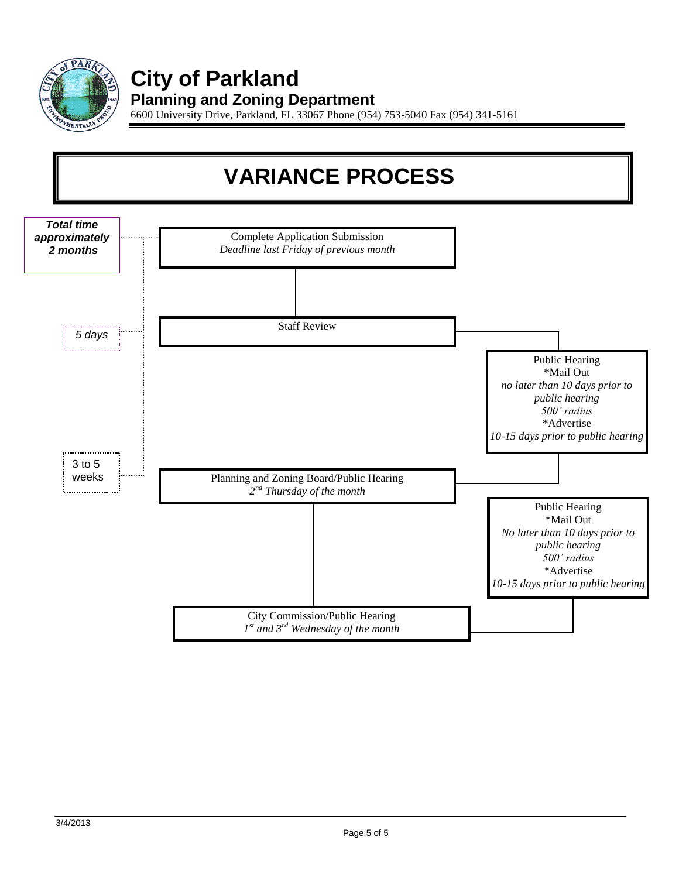# City of Parkland

## Planning and Zoning Department

6600 University Drive, Parkland, FL 33067 Phone (954) 753-5040 Fax (954) 341-5161

# VARIANCE PROCESS

***Total time approximately 2 months***

Complete Application Submission
*Deadline last Friday of previous month*

*5 days*

Staff Review

Public Hearing
*Mail Out
*no later than 10 days prior to public hearing*
*500' radius*
*Advertise
*10-15 days prior to public hearing*

3 to 5 weeks

Planning and Zoning Board/Public Hearing
*2nd Thursday of the month*

Public Hearing
*Mail Out
*No later than 10 days prior to public hearing*
*500' radius*
*Advertise
*10-15 days prior to public hearing*

City Commission/Public Hearing
*1st and 3rd Wednesday of the month*

3/4/2013